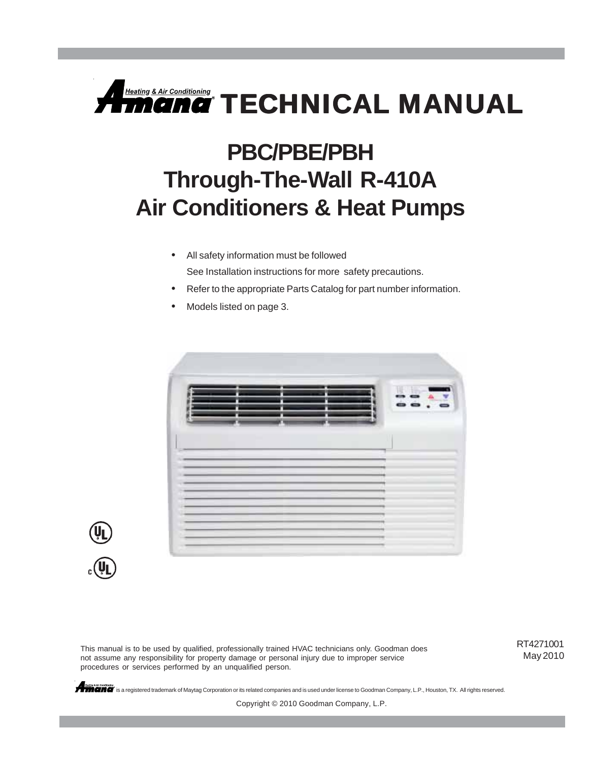# Amana Heating & Air Conditioning TECHNICAL MANUAL

## PBC/PBE/PBH Through-The-Wall R-410A Air Conditioners & Heat Pumps

- All safety information must be followed
  See Installation instructions for more safety precautions.
- Refer to the appropriate Parts Catalog for part number information.
- Models listed on page 3.

This manual is to be used by qualified, professionally trained HVAC technicians only. Goodman does not assume any responsibility for property damage or personal injury due to improper service procedures or services performed by an unqualified person.

RT4271001
May 2010

Amana is a registered trademark of Maytag Corporation or its related companies and is used under license to Goodman Company, L.P., Houston, TX. All rights reserved.

Copyright © 2010 Goodman Company, L.P.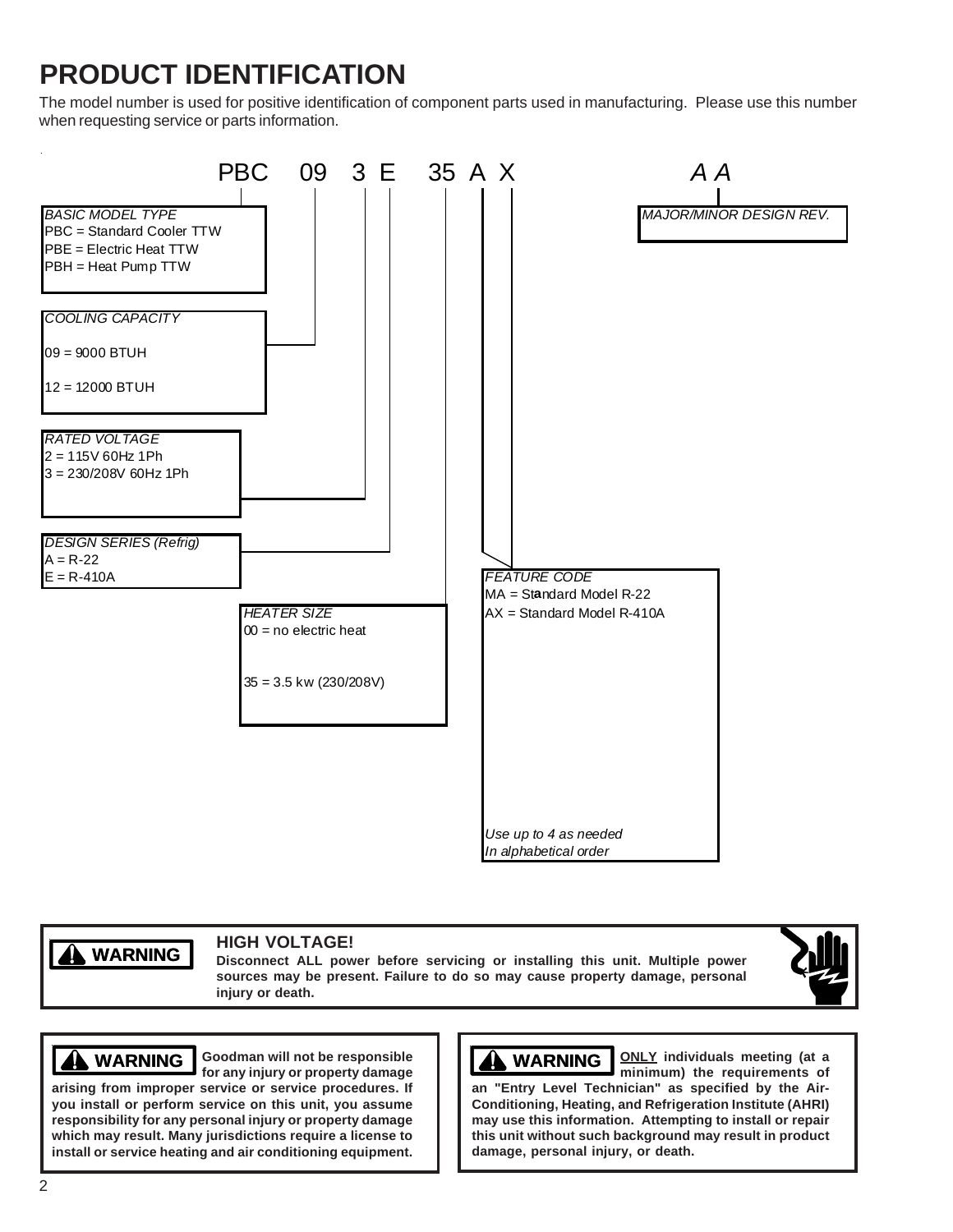# PRODUCT IDENTIFICATION

The model number is used for positive identification of component parts used in manufacturing. Please use this number when requesting service or parts information.

**PBC 09 3 E 35 A X *A A***

*BASIC MODEL TYPE*
- PBC = Standard Cooler TTW
- PBE = Electric Heat TTW
- PBH = Heat Pump TTW

*COOLING CAPACITY*
- 09 = 9000 BTUH
- 12 = 12000 BTUH

*RATED VOLTAGE*
- 2 = 115V 60Hz 1Ph
- 3 = 230/208V 60Hz 1Ph

*DESIGN SERIES (Refrig)*
- A = R-22
- E = R-410A

*HEATER SIZE*
- 00 = no electric heat
- 35 = 3.5 kw (230/208V)

*FEATURE CODE*
- MA = Standard Model R-22
- AX = Standard Model R-410A

*Use up to 4 as needed*
*In alphabetical order*

*MAJOR/MINOR DESIGN REV.*

**WARNING**

**HIGH VOLTAGE!**

**Disconnect ALL power before servicing or installing this unit. Multiple power sources may be present. Failure to do so may cause property damage, personal injury or death.**

**WARNING**

**Goodman will not be responsible for any injury or property damage arising from improper service or service procedures. If you install or perform service on this unit, you assume responsibility for any personal injury or property damage which may result. Many jurisdictions require a license to install or service heating and air conditioning equipment.**

**WARNING**

**ONLY individuals meeting (at a minimum) the requirements of an "Entry Level Technician" as specified by the Air-Conditioning, Heating, and Refrigeration Institute (AHRI) may use this information. Attempting to install or repair this unit without such background may result in product damage, personal injury, or death.**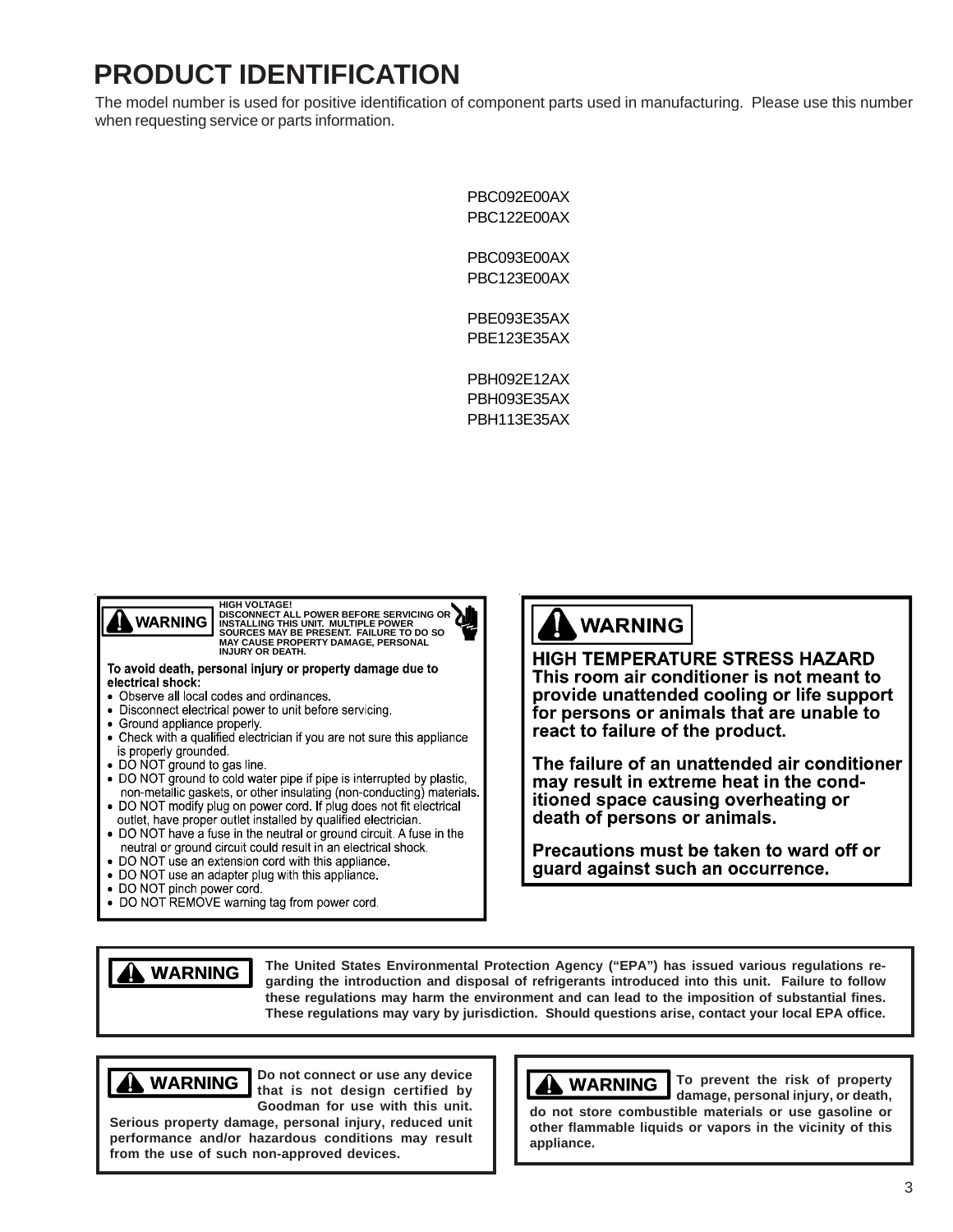# PRODUCT IDENTIFICATION

The model number is used for positive identification of component parts used in manufacturing. Please use this number when requesting service or parts information.

PBC092E00AX
PBC122E00AX

PBC093E00AX
PBC123E00AX

PBE093E35AX
PBE123E35AX

PBH092E12AX
PBH093E35AX
PBH113E35AX

**WARNING**

**HIGH VOLTAGE!**
**DISCONNECT ALL POWER BEFORE SERVICING OR INSTALLING THIS UNIT. MULTIPLE POWER SOURCES MAY BE PRESENT. FAILURE TO DO SO MAY CAUSE PROPERTY DAMAGE, PERSONAL INJURY OR DEATH.**

**To avoid death, personal injury or property damage due to electrical shock:**

- Observe all local codes and ordinances.
- Disconnect electrical power to unit before servicing.
- Ground appliance properly.
- Check with a qualified electrician if you are not sure this appliance is properly grounded.
- DO NOT ground to gas line.
- DO NOT ground to cold water pipe if pipe is interrupted by plastic, non-metallic gaskets, or other insulating (non-conducting) materials.
- DO NOT modify plug on power cord. If plug does not fit electrical outlet, have proper outlet installed by qualified electrician.
- DO NOT have a fuse in the neutral or ground circuit. A fuse in the neutral or ground circuit could result in an electrical shock.
- DO NOT use an extension cord with this appliance.
- DO NOT use an adapter plug with this appliance.
- DO NOT pinch power cord.
- DO NOT REMOVE warning tag from power cord.

**WARNING**

**HIGH TEMPERATURE STRESS HAZARD**
**This room air conditioner is not meant to provide unattended cooling or life support for persons or animals that are unable to react to failure of the product.**

**The failure of an unattended air conditioner may result in extreme heat in the conditioned space causing overheating or death of persons or animals.**

**Precautions must be taken to ward off or guard against such an occurrence.**

**WARNING**

**The United States Environmental Protection Agency ("EPA") has issued various regulations regarding the introduction and disposal of refrigerants introduced into this unit. Failure to follow these regulations may harm the environment and can lead to the imposition of substantial fines. These regulations may vary by jurisdiction. Should questions arise, contact your local EPA office.**

**WARNING**

**Do not connect or use any device that is not design certified by Goodman for use with this unit. Serious property damage, personal injury, reduced unit performance and/or hazardous conditions may result from the use of such non-approved devices.**

**WARNING**

**To prevent the risk of property damage, personal injury, or death, do not store combustible materials or use gasoline or other flammable liquids or vapors in the vicinity of this appliance.**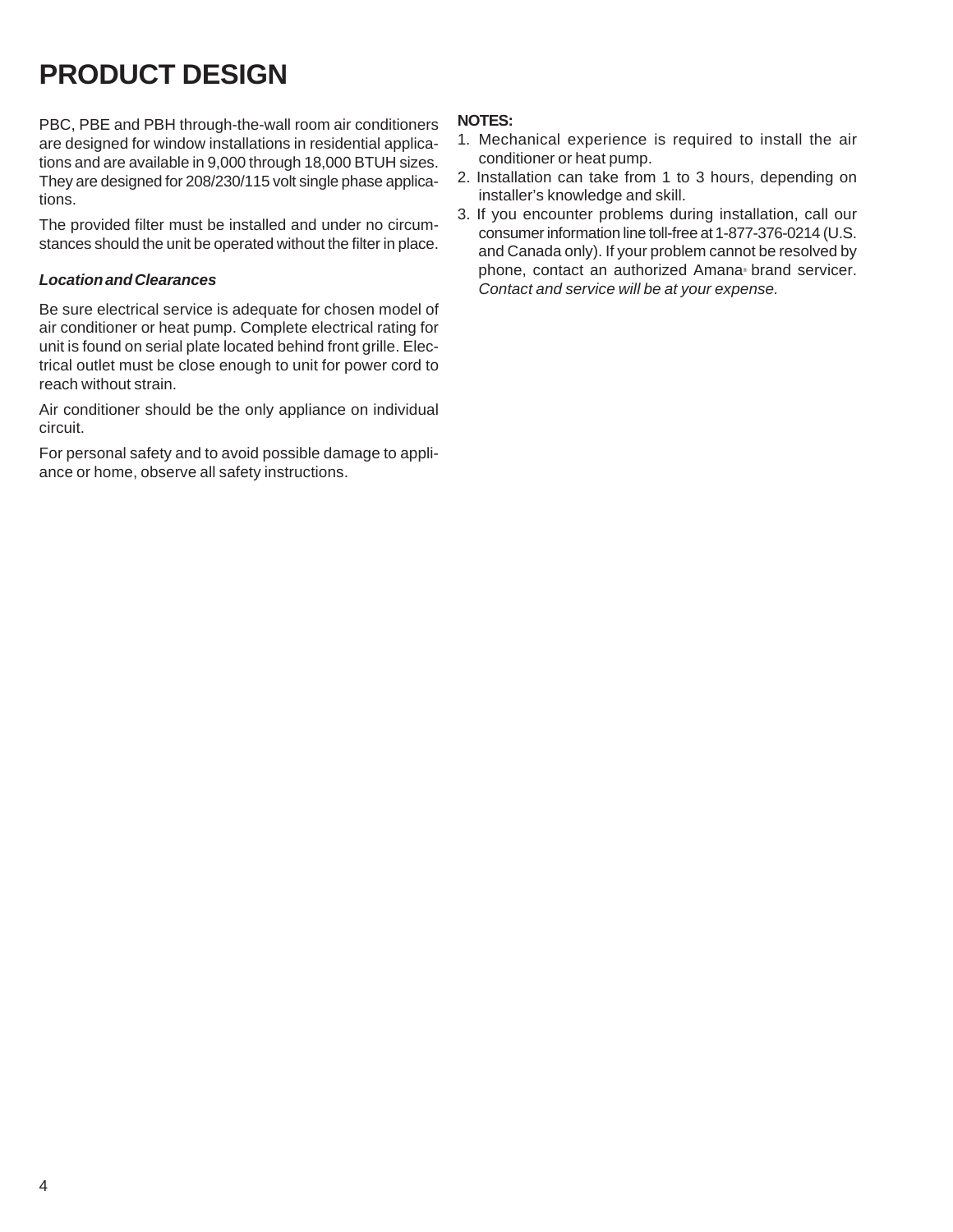# PRODUCT DESIGN

PBC, PBE and PBH through-the-wall room air conditioners are designed for window installations in residential applications and are available in 9,000 through 18,000 BTUH sizes. They are designed for 208/230/115 volt single phase applications.

The provided filter must be installed and under no circumstances should the unit be operated without the filter in place.

***Location and Clearances***

Be sure electrical service is adequate for chosen model of air conditioner or heat pump. Complete electrical rating for unit is found on serial plate located behind front grille. Electrical outlet must be close enough to unit for power cord to reach without strain.

Air conditioner should be the only appliance on individual circuit.

For personal safety and to avoid possible damage to appliance or home, observe all safety instructions.

**NOTES:**

1. Mechanical experience is required to install the air conditioner or heat pump.
2. Installation can take from 1 to 3 hours, depending on installer's knowledge and skill.
3. If you encounter problems during installation, call our consumer information line toll-free at 1-877-376-0214 (U.S. and Canada only). If your problem cannot be resolved by phone, contact an authorized Amana® brand servicer. *Contact and service will be at your expense.*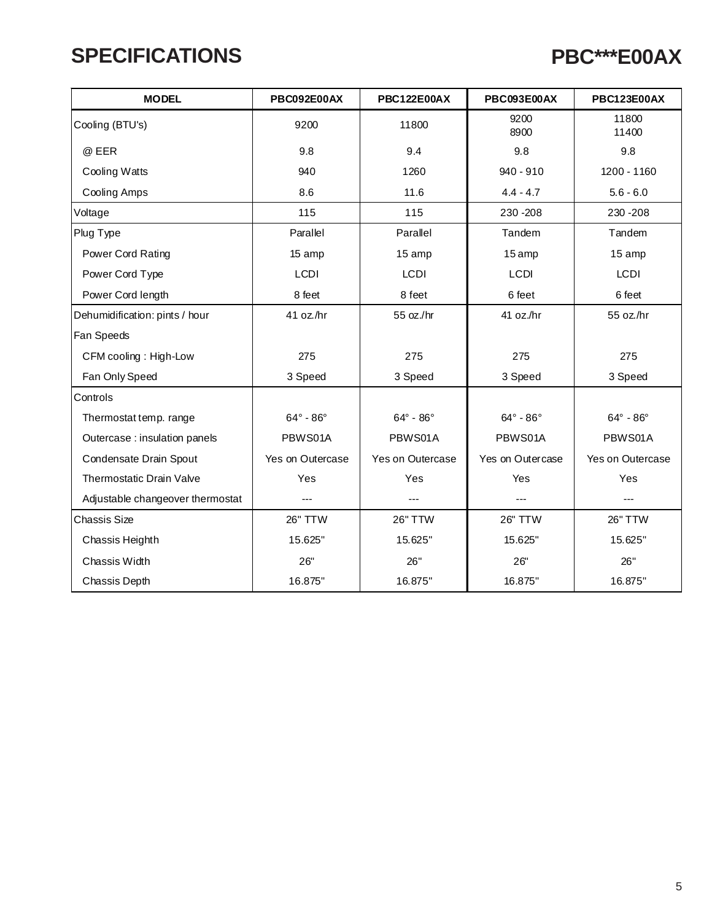# SPECIFICATIONS

## PBC***E00AX

| MODEL | PBC092E00AX | PBC122E00AX | PBC093E00AX | PBC123E00AX |
|---|---|---|---|---|
| Cooling (BTU's) | 9200 | 11800 | 9200<br>8900 | 11800<br>11400 |
| @ EER | 9.8 | 9.4 | 9.8 | 9.8 |
| Cooling Watts | 940 | 1260 | 940 - 910 | 1200 - 1160 |
| Cooling Amps | 8.6 | 11.6 | 4.4 - 4.7 | 5.6 - 6.0 |
| Voltage | 115 | 115 | 230 -208 | 230 -208 |
| Plug Type | Parallel | Parallel | Tandem | Tandem |
| Power Cord Rating | 15 amp | 15 amp | 15 amp | 15 amp |
| Power Cord Type | LCDI | LCDI | LCDI | LCDI |
| Power Cord length | 8 feet | 8 feet | 6 feet | 6 feet |
| Dehumidification: pints / hour | 41 oz./hr | 55 oz./hr | 41 oz./hr | 55 oz./hr |
| Fan Speeds | | | | |
| CFM cooling : High-Low | 275 | 275 | 275 | 275 |
| Fan Only Speed | 3 Speed | 3 Speed | 3 Speed | 3 Speed |
| Controls | | | | |
| Thermostat temp. range | 64° - 86° | 64° - 86° | 64° - 86° | 64° - 86° |
| Outercase : insulation panels | PBWS01A | PBWS01A | PBWS01A | PBWS01A |
| Condensate Drain Spout | Yes on Outercase | Yes on Outercase | Yes on Outercase | Yes on Outercase |
| Thermostatic Drain Valve | Yes | Yes | Yes | Yes |
| Adjustable changeover thermostat | --- | --- | --- | --- |
| Chassis Size | 26" TTW | 26" TTW | 26" TTW | 26" TTW |
| Chassis Heighth | 15.625" | 15.625" | 15.625" | 15.625" |
| Chassis Width | 26" | 26" | 26" | 26" |
| Chassis Depth | 16.875" | 16.875" | 16.875" | 16.875" |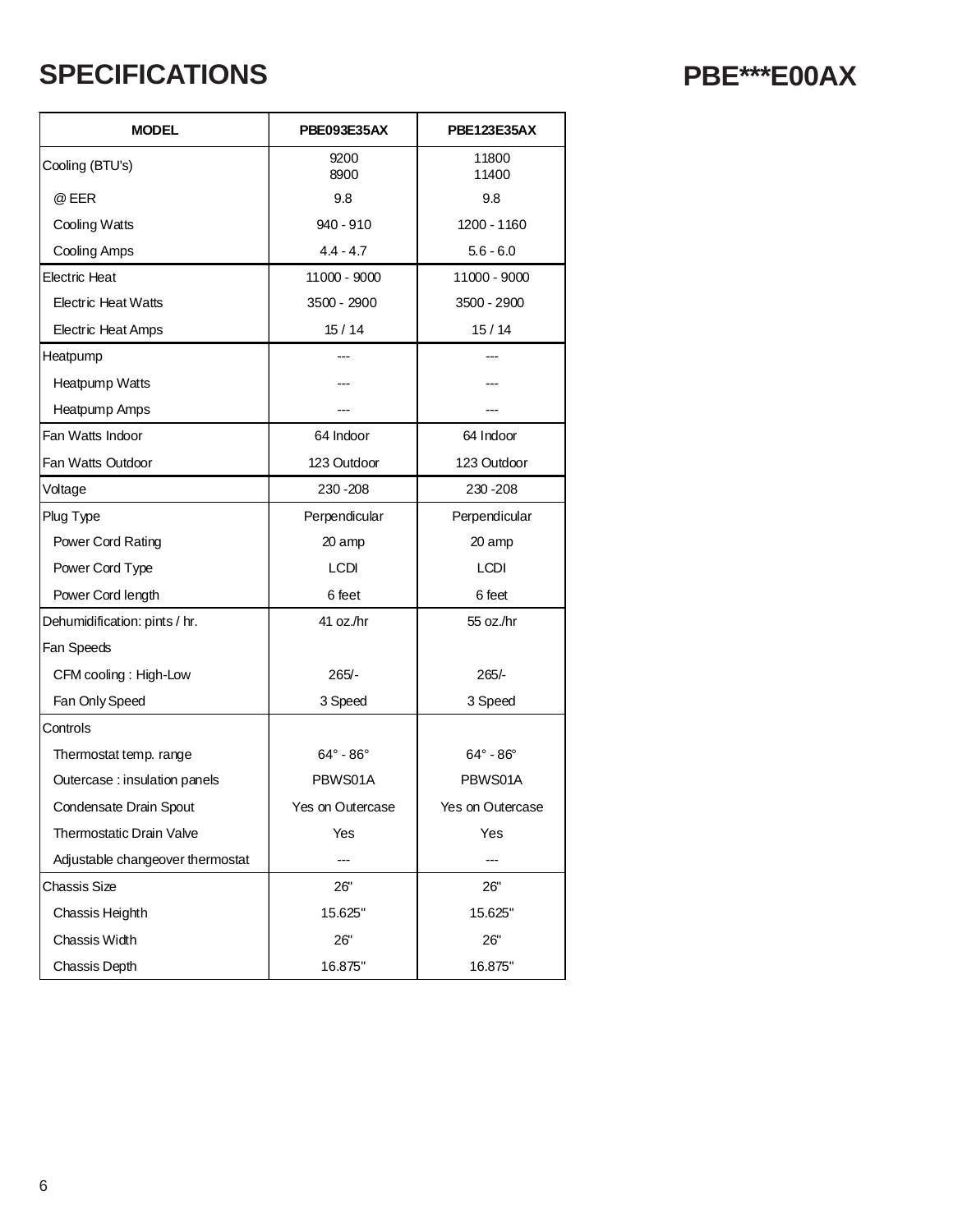# SPECIFICATIONS

# PBE***E00AX

| MODEL | PBE093E35AX | PBE123E35AX |
|---|---|---|
| Cooling (BTU's) | 9200<br>8900 | 11800<br>11400 |
| @ EER | 9.8 | 9.8 |
| Cooling Watts | 940 - 910 | 1200 - 1160 |
| Cooling Amps | 4.4 - 4.7 | 5.6 - 6.0 |
| Electric Heat | 11000 - 9000 | 11000 - 9000 |
| Electric Heat Watts | 3500 - 2900 | 3500 - 2900 |
| Electric Heat Amps | 15 / 14 | 15 / 14 |
| Heatpump | --- | --- |
| Heatpump Watts | --- | --- |
| Heatpump Amps | --- | --- |
| Fan Watts Indoor | 64 Indoor | 64 Indoor |
| Fan Watts Outdoor | 123 Outdoor | 123 Outdoor |
| Voltage | 230 -208 | 230 -208 |
| Plug Type | Perpendicular | Perpendicular |
| Power Cord Rating | 20 amp | 20 amp |
| Power Cord Type | LCDI | LCDI |
| Power Cord length | 6 feet | 6 feet |
| Dehumidification: pints / hr. | 41 oz./hr | 55 oz./hr |
| Fan Speeds | | |
| CFM cooling : High-Low | 265/- | 265/- |
| Fan Only Speed | 3 Speed | 3 Speed |
| Controls | | |
| Thermostat temp. range | 64° - 86° | 64° - 86° |
| Outercase : insulation panels | PBWS01A | PBWS01A |
| Condensate Drain Spout | Yes on Outercase | Yes on Outercase |
| Thermostatic Drain Valve | Yes | Yes |
| Adjustable changeover thermostat | --- | --- |
| Chassis Size | 26" | 26" |
| Chassis Heighth | 15.625" | 15.625" |
| Chassis Width | 26" | 26" |
| Chassis Depth | 16.875" | 16.875" |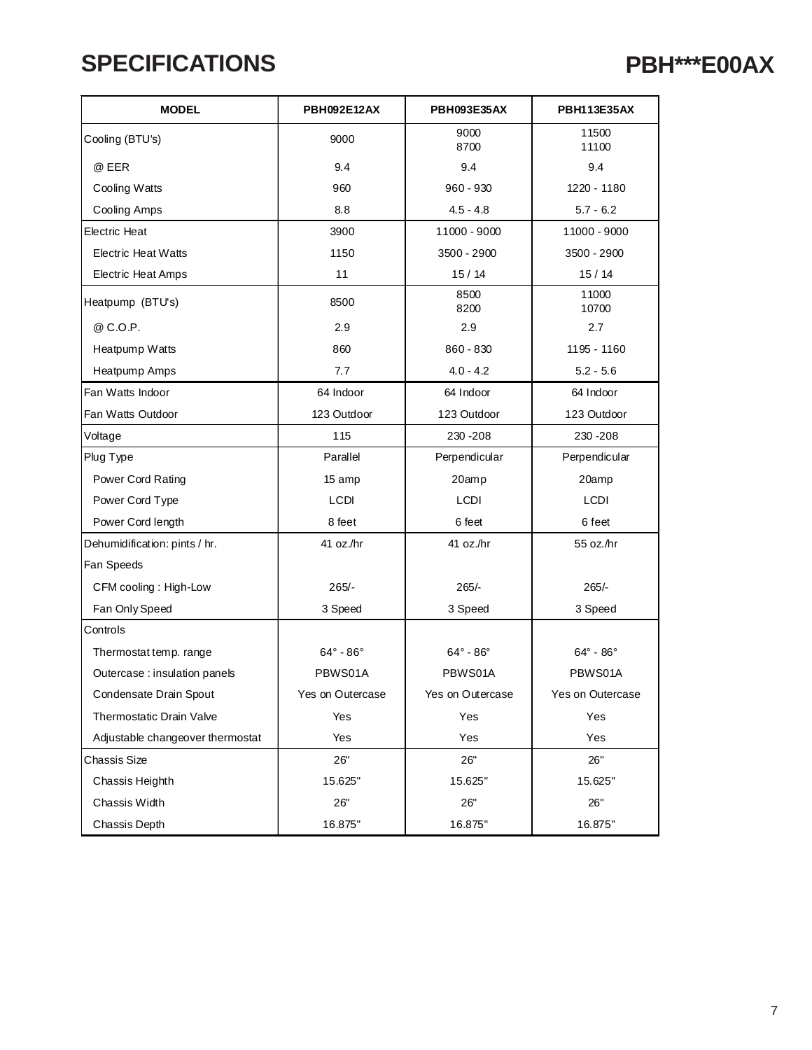# SPECIFICATIONS

## PBH***E00AX

| MODEL | PBH092E12AX | PBH093E35AX | PBH113E35AX |
|---|---|---|---|
| Cooling (BTU's) | 9000 | 9000<br>8700 | 11500<br>11100 |
| @ EER | 9.4 | 9.4 | 9.4 |
| Cooling Watts | 960 | 960 - 930 | 1220 - 1180 |
| Cooling Amps | 8.8 | 4.5 - 4.8 | 5.7 - 6.2 |
| Electric Heat | 3900 | 11000 - 9000 | 11000 - 9000 |
| Electric Heat Watts | 1150 | 3500 - 2900 | 3500 - 2900 |
| Electric Heat Amps | 11 | 15 / 14 | 15 / 14 |
| Heatpump (BTU's) | 8500 | 8500<br>8200 | 11000<br>10700 |
| @ C.O.P. | 2.9 | 2.9 | 2.7 |
| Heatpump Watts | 860 | 860 - 830 | 1195 - 1160 |
| Heatpump Amps | 7.7 | 4.0 - 4.2 | 5.2 - 5.6 |
| Fan Watts Indoor | 64 Indoor | 64 Indoor | 64 Indoor |
| Fan Watts Outdoor | 123 Outdoor | 123 Outdoor | 123 Outdoor |
| Voltage | 115 | 230 -208 | 230 -208 |
| Plug Type | Parallel | Perpendicular | Perpendicular |
| Power Cord Rating | 15 amp | 20amp | 20amp |
| Power Cord Type | LCDI | LCDI | LCDI |
| Power Cord length | 8 feet | 6 feet | 6 feet |
| Dehumidification: pints / hr. | 41 oz./hr | 41 oz./hr | 55 oz./hr |
| Fan Speeds | | | |
| CFM cooling : High-Low | 265/- | 265/- | 265/- |
| Fan Only Speed | 3 Speed | 3 Speed | 3 Speed |
| Controls | | | |
| Thermostat temp. range | 64° - 86° | 64° - 86° | 64° - 86° |
| Outercase : insulation panels | PBWS01A | PBWS01A | PBWS01A |
| Condensate Drain Spout | Yes on Outercase | Yes on Outercase | Yes on Outercase |
| Thermostatic Drain Valve | Yes | Yes | Yes |
| Adjustable changeover thermostat | Yes | Yes | Yes |
| Chassis Size | 26" | 26" | 26" |
| Chassis Heighth | 15.625" | 15.625" | 15.625" |
| Chassis Width | 26" | 26" | 26" |
| Chassis Depth | 16.875" | 16.875" | 16.875" |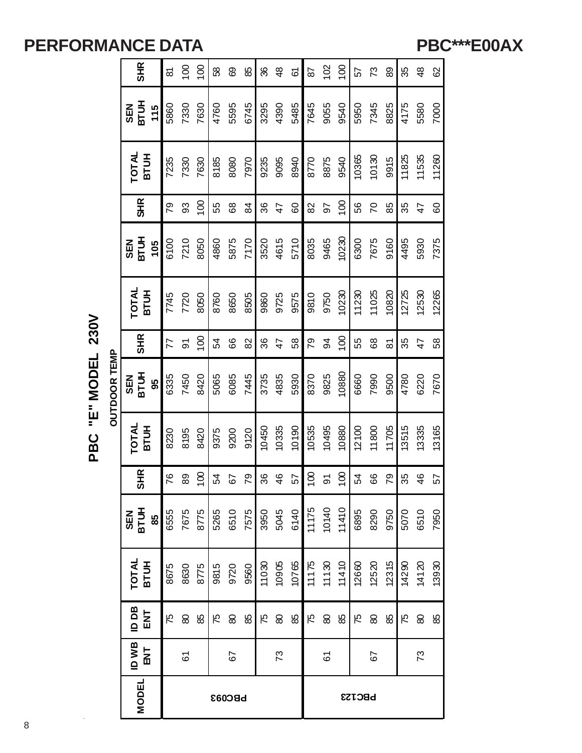# PERFORMANCE DATA

# PBC***E00AX

## PBC "E" MODEL 230V

| MODEL | ID WB ENT | ID DB ENT | OUTDOOR TEMP | | | | | | | | | | | |
|---|---|---|---|---|---|---|---|---|---|---|---|---|---|---|
| | | | TOTAL BTUH | SEN BTUH 85 | SHR | TOTAL BTUH | SEN BTUH 95 | SHR | TOTAL BTUH | SEN BTUH 105 | SHR | TOTAL BTUH | SEN BTUH 115 | SHR |
| PBC093 | 61 | 75 | 8675 | 6555 | 76 | 8230 | 6335 | 77 | 7745 | 6100 | 79 | 7235 | 5860 | 81 |
| | | 80 | 8630 | 7675 | 89 | 8195 | 7450 | 91 | 7720 | 7210 | 93 | 7330 | 7330 | 100 |
| | | 85 | 8775 | 8775 | 100 | 8420 | 8420 | 100 | 8050 | 8050 | 100 | 7630 | 7630 | 100 |
| | 67 | 75 | 9815 | 5265 | 54 | 9375 | 5065 | 54 | 8760 | 4860 | 55 | 8185 | 4760 | 58 |
| | | 80 | 9720 | 6510 | 67 | 9200 | 6085 | 66 | 8650 | 5875 | 68 | 8080 | 5595 | 69 |
| | | 85 | 9560 | 7575 | 79 | 9120 | 7445 | 82 | 8505 | 7170 | 84 | 7970 | 6745 | 85 |
| | 73 | 75 | 11030 | 3950 | 36 | 10450 | 3735 | 36 | 9860 | 3520 | 36 | 9235 | 3295 | 36 |
| | | 80 | 10905 | 5045 | 46 | 10335 | 4835 | 47 | 9725 | 4615 | 47 | 9095 | 4390 | 48 |
| | | 85 | 10765 | 6140 | 57 | 10190 | 5930 | 58 | 9575 | 5710 | 60 | 8940 | 5485 | 61 |
| PBC123 | 61 | 75 | 11175 | 11175 | 100 | 10535 | 8370 | 79 | 9810 | 8035 | 82 | 8770 | 7645 | 87 |
| | | 80 | 11130 | 10140 | 91 | 10495 | 9825 | 94 | 9750 | 9465 | 97 | 8875 | 9055 | 102 |
| | | 85 | 11410 | 11410 | 100 | 10880 | 10880 | 100 | 10230 | 10230 | 100 | 9540 | 9540 | 100 |
| | 67 | 75 | 12660 | 6895 | 54 | 12100 | 6660 | 55 | 11230 | 6300 | 56 | 10365 | 5950 | 57 |
| | | 80 | 12520 | 8290 | 66 | 11800 | 7990 | 68 | 11025 | 7675 | 70 | 10130 | 7345 | 73 |
| | | 85 | 12315 | 9750 | 79 | 11705 | 9500 | 81 | 10820 | 9160 | 85 | 9915 | 8825 | 89 |
| | 73 | 75 | 14290 | 5070 | 35 | 13515 | 4780 | 35 | 12725 | 4495 | 35 | 11825 | 4175 | 35 |
| | | 80 | 14120 | 6510 | 46 | 13335 | 6220 | 47 | 12530 | 5930 | 47 | 11535 | 5580 | 48 |
| | | 85 | 13930 | 7950 | 57 | 13165 | 7670 | 58 | 12265 | 7375 | 60 | 11260 | 7000 | 62 |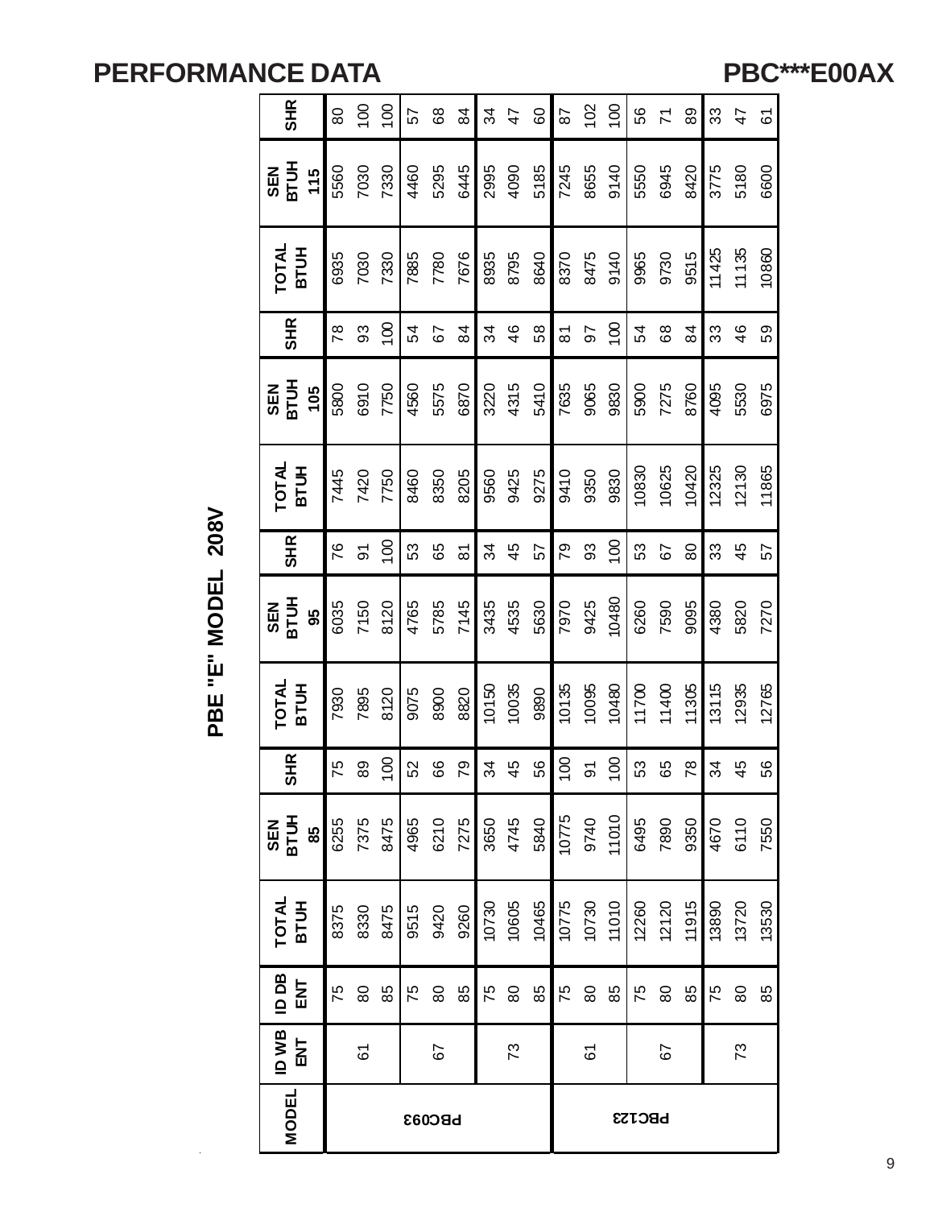# PERFORMANCE DATA

# PBC***E00AX

## PBE "E" MODEL 208V

| MODEL | ID WB ENT | ID DB ENT | TOTAL BTUH | SEN BTUH 85 | SHR | TOTAL BTUH | SEN BTUH 95 | SHR | TOTAL BTUH | SEN BTUH 105 | SHR | TOTAL BTUH | SEN BTUH 115 | SHR |
|---|---|---|---|---|---|---|---|---|---|---|---|---|---|---|
| PBC093 | 61 | 75 | 8375 | 6255 | 75 | 7930 | 6035 | 76 | 7445 | 5800 | 78 | 6935 | 5560 | 80 |
| | | 80 | 8330 | 7375 | 89 | 7895 | 7150 | 91 | 7420 | 6910 | 93 | 7030 | 7030 | 100 |
| | | 85 | 8475 | 8475 | 100 | 8120 | 8120 | 100 | 7750 | 7750 | 100 | 7330 | 7330 | 100 |
| | 67 | 75 | 9515 | 4965 | 52 | 9075 | 4765 | 53 | 8460 | 4560 | 54 | 7885 | 4460 | 57 |
| | | 80 | 9420 | 6210 | 66 | 8900 | 5785 | 65 | 8350 | 5575 | 67 | 7780 | 5295 | 68 |
| | | 85 | 9260 | 7275 | 79 | 8820 | 7145 | 81 | 8205 | 6870 | 84 | 7676 | 6445 | 84 |
| | 73 | 75 | 10730 | 3650 | 34 | 10150 | 3435 | 34 | 9560 | 3220 | 34 | 8935 | 2995 | 34 |
| | | 80 | 10605 | 4745 | 45 | 10035 | 4535 | 45 | 9425 | 4315 | 46 | 8795 | 4090 | 47 |
| | | 85 | 10465 | 5840 | 56 | 9890 | 5630 | 57 | 9275 | 5410 | 58 | 8640 | 5185 | 60 |
| PBC123 | 61 | 75 | 10775 | 10775 | 100 | 10135 | 7970 | 79 | 9410 | 7635 | 81 | 8370 | 7245 | 87 |
| | | 80 | 10730 | 9740 | 91 | 10095 | 9425 | 93 | 9350 | 9065 | 97 | 8475 | 8655 | 102 |
| | | 85 | 11010 | 11010 | 100 | 10480 | 10480 | 100 | 9830 | 9830 | 100 | 9140 | 9140 | 100 |
| | 67 | 75 | 12260 | 6495 | 53 | 11700 | 6260 | 53 | 10830 | 5900 | 54 | 9965 | 5550 | 56 |
| | | 80 | 12120 | 7890 | 65 | 11400 | 7590 | 67 | 10625 | 7275 | 68 | 9730 | 6945 | 71 |
| | | 85 | 11915 | 9350 | 78 | 11305 | 9095 | 80 | 10420 | 8760 | 84 | 9515 | 8420 | 89 |
| | 73 | 75 | 13890 | 4670 | 34 | 13115 | 4380 | 33 | 12325 | 4095 | 33 | 11425 | 3775 | 33 |
| | | 80 | 13720 | 6110 | 45 | 12935 | 5820 | 45 | 12130 | 5530 | 46 | 11135 | 5180 | 47 |
| | | 85 | 13530 | 7550 | 56 | 12765 | 7270 | 57 | 11865 | 6975 | 59 | 10860 | 6600 | 61 |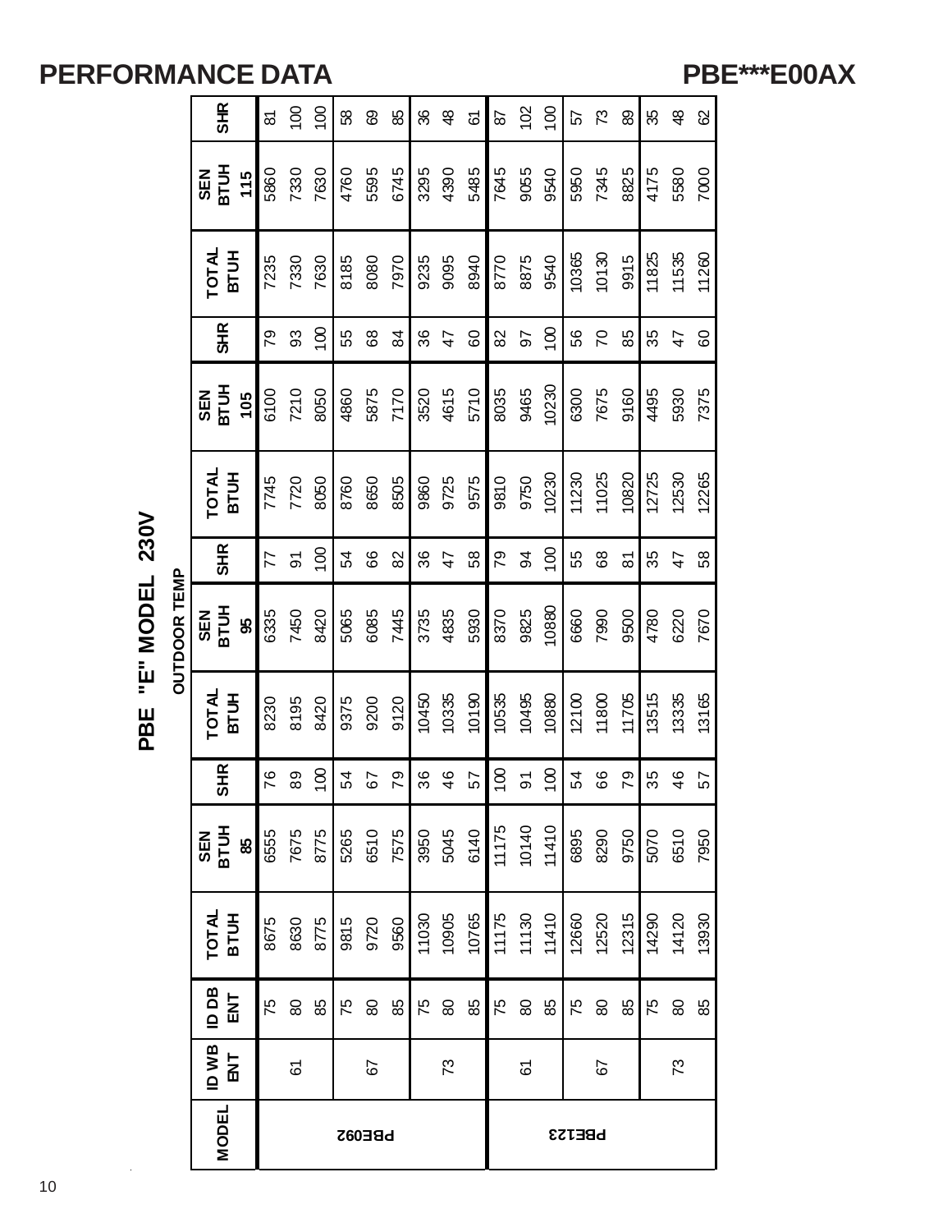# PERFORMANCE DATA

# PBE***E00AX

## PBE "E" MODEL 230V

| MODEL | ID WB ENT | ID DB ENT | OUTDOOR TEMP 85 TOTAL BTUH | 85 SEN BTUH | 85 SHR | 95 TOTAL BTUH | 95 SEN BTUH | 95 SHR | 105 TOTAL BTUH | 105 SEN BTUH | 105 SHR | 115 TOTAL BTUH | 115 SEN BTUH | 115 SHR |
|---|---|---|---|---|---|---|---|---|---|---|---|---|---|---|
| PBE092 | 61 | 75 | 8675 | 6555 | 76 | 8230 | 6335 | 77 | 7745 | 6100 | 79 | 7235 | 5860 | 81 |
| | | 80 | 8630 | 7675 | 89 | 8195 | 7450 | 91 | 7720 | 7210 | 93 | 7330 | 7330 | 100 |
| | | 85 | 8775 | 8775 | 100 | 8420 | 8420 | 100 | 8050 | 8050 | 100 | 7630 | 7630 | 100 |
| | 67 | 75 | 9815 | 5265 | 54 | 9375 | 5065 | 54 | 8760 | 4860 | 55 | 8185 | 4760 | 58 |
| | | 80 | 9720 | 6510 | 67 | 9200 | 6085 | 66 | 8650 | 5875 | 68 | 8080 | 5595 | 69 |
| | | 85 | 9560 | 7575 | 79 | 9120 | 7445 | 82 | 8505 | 7170 | 84 | 7970 | 6745 | 85 |
| | 73 | 75 | 11030 | 3950 | 36 | 10450 | 3735 | 36 | 9860 | 3520 | 36 | 9235 | 3295 | 36 |
| | | 80 | 10905 | 5045 | 46 | 10335 | 4835 | 47 | 9725 | 4615 | 47 | 9095 | 4390 | 48 |
| | | 85 | 10765 | 6140 | 57 | 10190 | 5930 | 58 | 9575 | 5710 | 60 | 8940 | 5485 | 61 |
| PBE123 | 61 | 75 | 11175 | 11175 | 100 | 10535 | 8370 | 79 | 9810 | 8035 | 82 | 8770 | 7645 | 87 |
| | | 80 | 11130 | 10140 | 91 | 10495 | 9825 | 94 | 9750 | 9465 | 97 | 8875 | 9055 | 102 |
| | | 85 | 11410 | 11410 | 100 | 10880 | 10880 | 100 | 10230 | 10230 | 100 | 9540 | 9540 | 100 |
| | 67 | 75 | 12660 | 6895 | 54 | 12100 | 6660 | 55 | 11230 | 6300 | 56 | 10365 | 5950 | 57 |
| | | 80 | 12520 | 8290 | 66 | 11800 | 7990 | 68 | 11025 | 7675 | 70 | 10130 | 7345 | 73 |
| | | 85 | 12315 | 9750 | 79 | 11705 | 9500 | 81 | 10820 | 9160 | 85 | 9915 | 8825 | 89 |
| | 73 | 75 | 14290 | 5070 | 35 | 13515 | 4780 | 35 | 12725 | 4495 | 35 | 11825 | 4175 | 35 |
| | | 80 | 14120 | 6510 | 46 | 13335 | 6220 | 47 | 12530 | 5930 | 47 | 11535 | 5580 | 48 |
| | | 85 | 13930 | 7950 | 57 | 13165 | 7670 | 58 | 12265 | 7375 | 60 | 11260 | 7000 | 62 |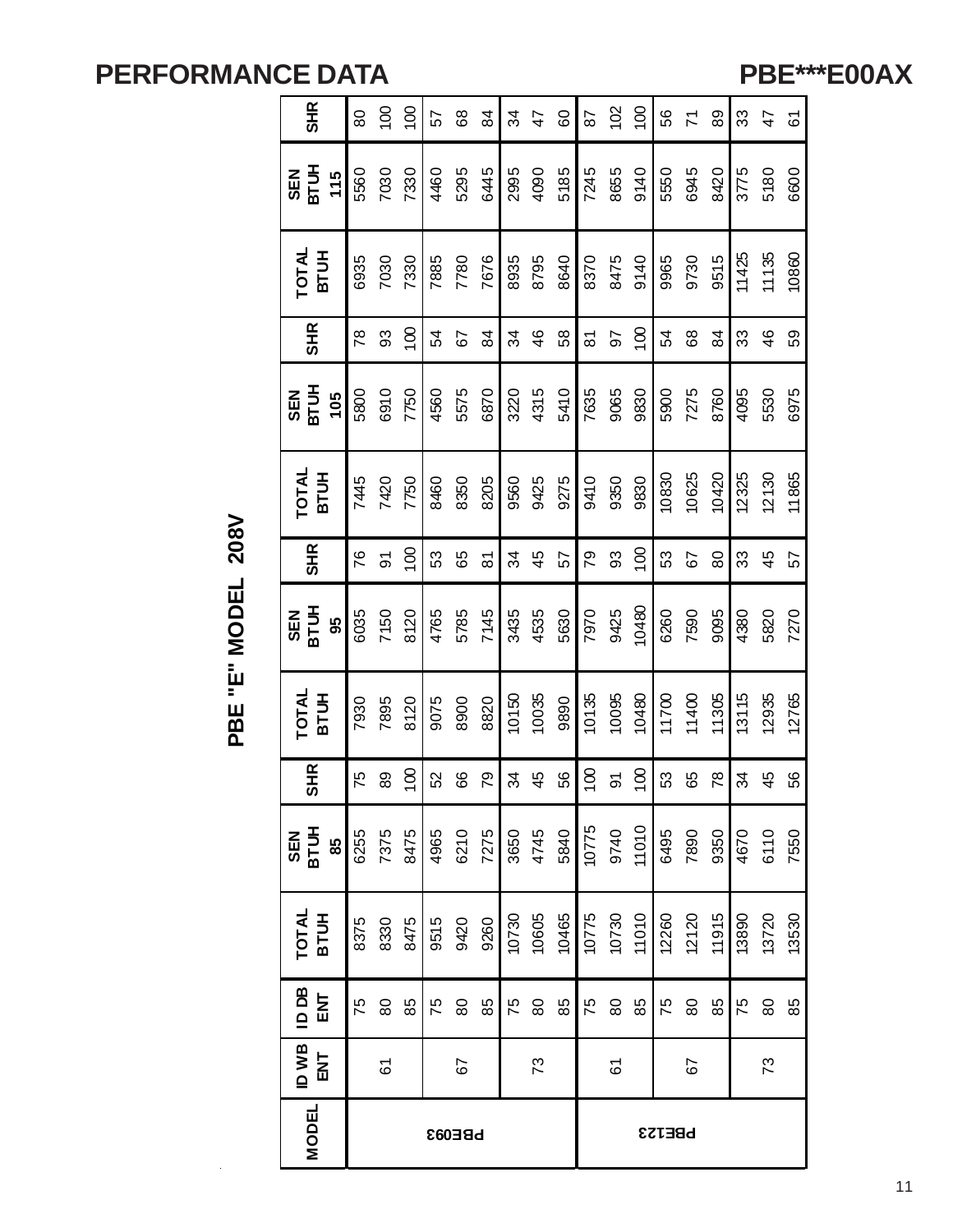# PERFORMANCE DATA

## PBE***E00AX

### PBE "E" MODEL 208V

| MODEL | ID WB ENT | ID DB ENT | TOTAL BTUH | SEN BTUH 85 | SHR | TOTAL BTUH | SEN BTUH 95 | SHR | TOTAL BTUH | SEN BTUH 105 | SHR | TOTAL BTUH | SEN BTUH 115 | SHR |
|---|---|---|---|---|---|---|---|---|---|---|---|---|---|---|
| PBE093 | 61 | 75 | 8375 | 6255 | 75 | 7930 | 6035 | 76 | 7445 | 5800 | 78 | 6935 | 5560 | 80 |
| | | 80 | 8330 | 7375 | 89 | 7895 | 7150 | 91 | 7420 | 6910 | 93 | 7030 | 7030 | 100 |
| | | 85 | 8475 | 8475 | 100 | 8120 | 8120 | 100 | 7750 | 7750 | 100 | 7330 | 7330 | 100 |
| | 67 | 75 | 9515 | 4965 | 52 | 9075 | 4765 | 53 | 8460 | 4560 | 54 | 7885 | 4460 | 57 |
| | | 80 | 9420 | 6210 | 66 | 8900 | 5785 | 65 | 8350 | 5575 | 67 | 7780 | 5295 | 68 |
| | | 85 | 9260 | 7275 | 79 | 8820 | 7145 | 81 | 8205 | 6870 | 84 | 7676 | 6445 | 84 |
| | 73 | 75 | 10730 | 3650 | 34 | 10150 | 3435 | 34 | 9560 | 3220 | 34 | 8935 | 2995 | 34 |
| | | 80 | 10605 | 4745 | 45 | 10035 | 4535 | 45 | 9425 | 4315 | 46 | 8795 | 4090 | 47 |
| | | 85 | 10465 | 5840 | 56 | 9890 | 5630 | 57 | 9275 | 5410 | 58 | 8640 | 5185 | 60 |
| PBE123 | 61 | 75 | 10775 | 10775 | 100 | 10135 | 7970 | 79 | 9410 | 7635 | 81 | 8370 | 7245 | 87 |
| | | 80 | 10730 | 9740 | 91 | 10095 | 9425 | 93 | 9350 | 9065 | 97 | 8475 | 8655 | 102 |
| | | 85 | 11010 | 11010 | 100 | 10480 | 10480 | 100 | 9830 | 9830 | 100 | 9140 | 9140 | 100 |
| | 67 | 75 | 12260 | 6495 | 53 | 11700 | 6260 | 53 | 10830 | 5900 | 54 | 9965 | 5550 | 56 |
| | | 80 | 12120 | 7890 | 65 | 11400 | 7590 | 67 | 10625 | 7275 | 68 | 9730 | 6945 | 71 |
| | | 85 | 11915 | 9350 | 78 | 11305 | 9095 | 80 | 10420 | 8760 | 84 | 9515 | 8420 | 89 |
| | 73 | 75 | 13890 | 4670 | 34 | 13115 | 4380 | 33 | 12325 | 4095 | 33 | 11425 | 3775 | 33 |
| | | 80 | 13720 | 6110 | 45 | 12935 | 5820 | 45 | 12130 | 5530 | 46 | 11135 | 5180 | 47 |
| | | 85 | 13530 | 7550 | 56 | 12765 | 7270 | 57 | 11865 | 6975 | 59 | 10860 | 6600 | 61 |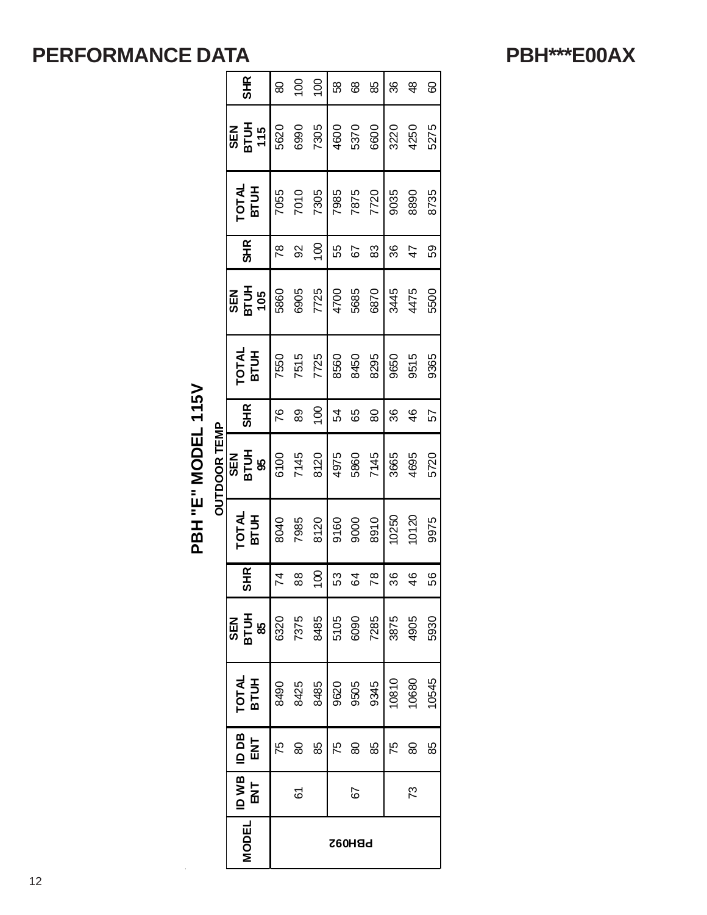# PERFORMANCE DATA

# PBH***E00AX

## PBH "E" MODEL 115V

| MODEL | ID WB ENT | ID DB ENT | OUTDOOR TEMP | | | | | | | | |
|---|---|---|---|---|---|---|---|---|---|---|---|
| | | | TOTAL BTUH | SEN BTUH 85 | SHR | TOTAL BTUH | SEN BTUH 95 | SHR | TOTAL BTUH | SEN BTUH 105 | SHR | TOTAL BTUH | SEN BTUH 115 | SHR |
| PBH092 | 61 | 75 | 8490 | 6320 | 74 | 8040 | 6100 | 76 | 7550 | 5860 | 78 | 7055 | 5620 | 80 |
| | | 80 | 8425 | 7375 | 88 | 7985 | 7145 | 89 | 7515 | 6905 | 92 | 7010 | 6990 | 100 |
| | | 85 | 8485 | 8485 | 100 | 8120 | 8120 | 100 | 7725 | 7725 | 100 | 7305 | 7305 | 100 |
| | 67 | 75 | 9620 | 5105 | 53 | 9160 | 4975 | 54 | 8560 | 4700 | 55 | 7985 | 4600 | 58 |
| | | 80 | 9505 | 6090 | 64 | 9000 | 5860 | 65 | 8450 | 5685 | 67 | 7875 | 5370 | 68 |
| | | 85 | 9345 | 7285 | 78 | 8910 | 7145 | 80 | 8295 | 6870 | 83 | 7720 | 6600 | 85 |
| | 73 | 75 | 10810 | 3875 | 36 | 10250 | 3665 | 36 | 9650 | 3445 | 36 | 9035 | 3220 | 36 |
| | | 80 | 10680 | 4905 | 46 | 10120 | 4695 | 46 | 9515 | 4475 | 47 | 8890 | 4250 | 48 |
| | | 85 | 10545 | 5930 | 56 | 9975 | 5720 | 57 | 9365 | 5500 | 59 | 8735 | 5275 | 60 |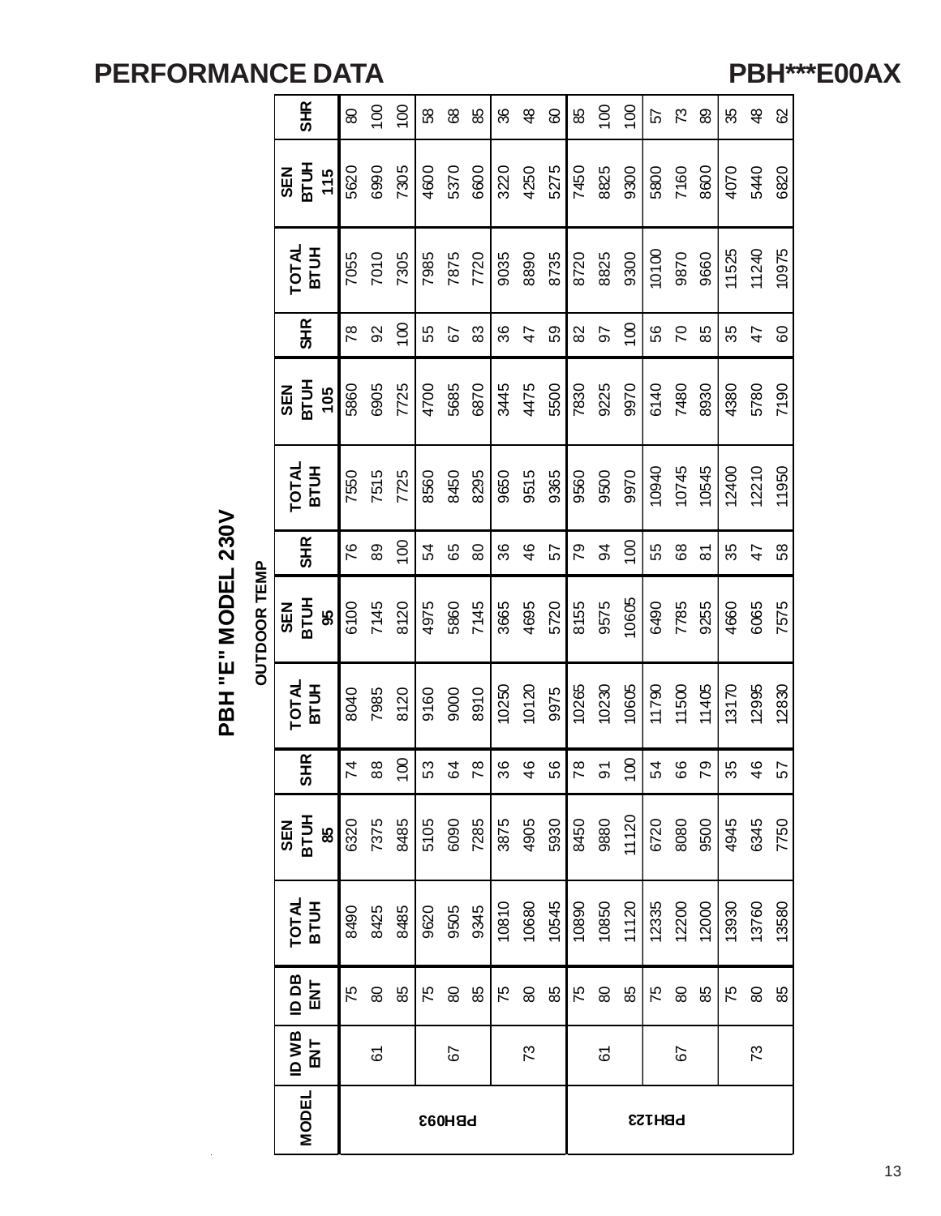# PERFORMANCE DATA

## PBH***E00AX

### PBH "E" MODEL 230V

| MODEL | ID WB ENT | ID DB ENT | OUTDOOR TEMP | | | | | | | | | | | |
|---|---|---|---|---|---|---|---|---|---|---|---|---|---|---|
| | | | TOTAL BTUH | SEN BTUH 85 | SHR | TOTAL BTUH | SEN BTUH 95 | SHR | TOTAL BTUH | SEN BTUH 105 | SHR | TOTAL BTUH | SEN BTUH 115 | SHR |
| PBH093 | 61 | 75 | 8490 | 6320 | 74 | 8040 | 6100 | 76 | 7550 | 5860 | 78 | 7055 | 5620 | 80 |
| | | 80 | 8425 | 7375 | 88 | 7985 | 7145 | 89 | 7515 | 6905 | 92 | 7010 | 6990 | 100 |
| | | 85 | 8485 | 8485 | 100 | 8120 | 8120 | 100 | 7725 | 7725 | 100 | 7305 | 7305 | 100 |
| | 67 | 75 | 9620 | 5105 | 53 | 9160 | 4975 | 54 | 8560 | 4700 | 55 | 7985 | 4600 | 58 |
| | | 80 | 9505 | 6090 | 64 | 9000 | 5860 | 65 | 8450 | 5685 | 67 | 7875 | 5370 | 68 |
| | | 85 | 9345 | 7285 | 78 | 8910 | 7145 | 80 | 8295 | 6870 | 83 | 7720 | 6600 | 85 |
| | 73 | 75 | 10810 | 3875 | 36 | 10250 | 3665 | 36 | 9650 | 3445 | 36 | 9035 | 3220 | 36 |
| | | 80 | 10680 | 4905 | 46 | 10120 | 4695 | 46 | 9515 | 4475 | 47 | 8890 | 4250 | 48 |
| | | 85 | 10545 | 5930 | 56 | 9975 | 5720 | 57 | 9365 | 5500 | 59 | 8735 | 5275 | 60 |
| PBH123 | 61 | 75 | 10890 | 8450 | 78 | 10265 | 8155 | 79 | 9560 | 7830 | 82 | 8720 | 7450 | 85 |
| | | 80 | 10850 | 9880 | 91 | 10230 | 9575 | 94 | 9500 | 9225 | 97 | 8825 | 8825 | 100 |
| | | 85 | 11120 | 11120 | 100 | 10605 | 10605 | 100 | 9970 | 9970 | 100 | 9300 | 9300 | 100 |
| | 67 | 75 | 12335 | 6720 | 54 | 11790 | 6490 | 55 | 10940 | 6140 | 56 | 10100 | 5800 | 57 |
| | | 80 | 12200 | 8080 | 66 | 11500 | 7785 | 68 | 10745 | 7480 | 70 | 9870 | 7160 | 73 |
| | | 85 | 12000 | 9500 | 79 | 11405 | 9255 | 81 | 10545 | 8930 | 85 | 9660 | 8600 | 89 |
| | 73 | 75 | 13930 | 4945 | 35 | 13170 | 4660 | 35 | 12400 | 4380 | 35 | 11525 | 4070 | 35 |
| | | 80 | 13760 | 6345 | 46 | 12995 | 6065 | 47 | 12210 | 5780 | 47 | 11240 | 5440 | 48 |
| | | 85 | 13580 | 7750 | 57 | 12830 | 7575 | 58 | 11950 | 7190 | 60 | 10975 | 6820 | 62 |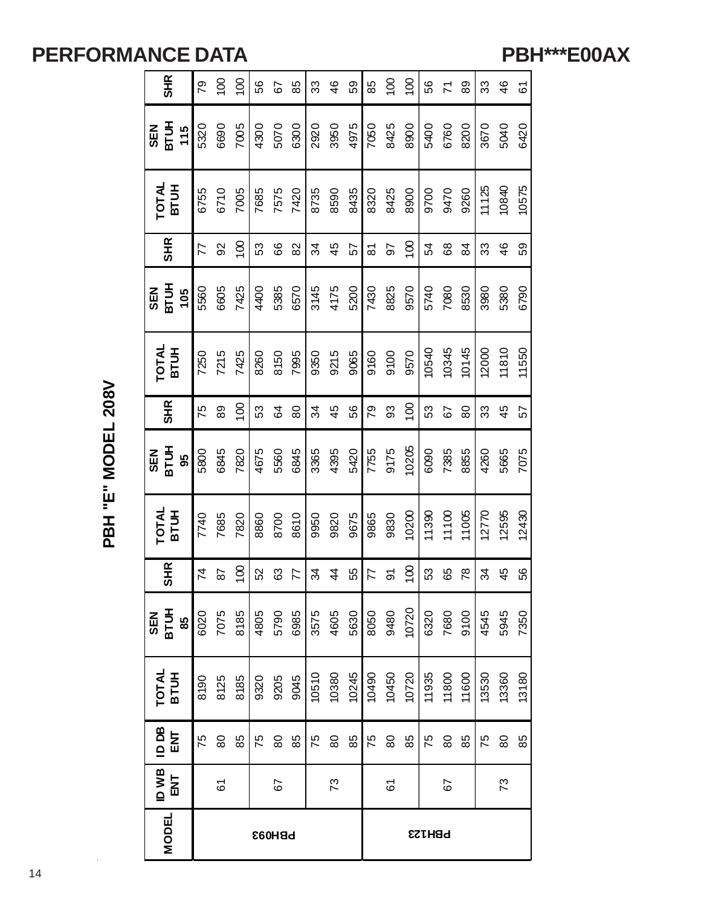# PERFORMANCE DATA

## PBH***E00AX

### PBH "E" MODEL 208V

| MODEL | ID WB ENT | ID DB ENT | TOTAL BTUH | SEN BTUH 85 | SHR | TOTAL BTUH | SEN BTUH 95 | SHR | TOTAL BTUH | SEN BTUH 105 | SHR | TOTAL BTUH | SEN BTUH 115 | SHR |
|---|---|---|---|---|---|---|---|---|---|---|---|---|---|---|
| PBH093 | 61 | 75 | 8190 | 6020 | 74 | 7740 | 5800 | 75 | 7250 | 5560 | 77 | 6755 | 5320 | 79 |
| | | 80 | 8125 | 7075 | 87 | 7685 | 6845 | 89 | 7215 | 6605 | 92 | 6710 | 6690 | 100 |
| | | 85 | 8185 | 8185 | 100 | 7820 | 7820 | 100 | 7425 | 7425 | 100 | 7005 | 7005 | 100 |
| | 67 | 75 | 9320 | 4805 | 52 | 8860 | 4675 | 53 | 8260 | 4400 | 53 | 7685 | 4300 | 56 |
| | | 80 | 9205 | 5790 | 63 | 8700 | 5560 | 64 | 8150 | 5385 | 66 | 7575 | 5070 | 67 |
| | | 85 | 9045 | 6985 | 77 | 8610 | 6845 | 80 | 7995 | 6570 | 82 | 7420 | 6300 | 85 |
| | 73 | 75 | 10510 | 3575 | 34 | 9950 | 3365 | 34 | 9350 | 3145 | 34 | 8735 | 2920 | 33 |
| | | 80 | 10380 | 4605 | 44 | 9820 | 4395 | 45 | 9215 | 4175 | 45 | 8590 | 3950 | 46 |
| | | 85 | 10245 | 5630 | 55 | 9675 | 5420 | 56 | 9065 | 5200 | 57 | 8435 | 4975 | 59 |
| PBH123 | 61 | 75 | 10490 | 8050 | 77 | 9865 | 7755 | 79 | 9160 | 7430 | 81 | 8320 | 7050 | 85 |
| | | 80 | 10450 | 9480 | 91 | 9830 | 9175 | 93 | 9100 | 8825 | 97 | 8425 | 8425 | 100 |
| | | 85 | 10720 | 10720 | 100 | 10200 | 10205 | 100 | 9570 | 9570 | 100 | 8900 | 8900 | 100 |
| | 67 | 75 | 11935 | 6320 | 53 | 11390 | 6090 | 53 | 10540 | 5740 | 54 | 9700 | 5400 | 56 |
| | | 80 | 11800 | 7680 | 65 | 11100 | 7385 | 67 | 10345 | 7080 | 68 | 9470 | 6760 | 71 |
| | | 85 | 11600 | 9100 | 78 | 11005 | 8855 | 80 | 10145 | 8530 | 84 | 9260 | 8200 | 89 |
| | 73 | 75 | 13530 | 4545 | 34 | 12770 | 4260 | 33 | 12000 | 3980 | 33 | 11125 | 3670 | 33 |
| | | 80 | 13360 | 5945 | 45 | 12595 | 5665 | 45 | 11810 | 5380 | 46 | 10840 | 5040 | 46 |
| | | 85 | 13180 | 7350 | 56 | 12430 | 7075 | 57 | 11550 | 6790 | 59 | 10575 | 6420 | 61 |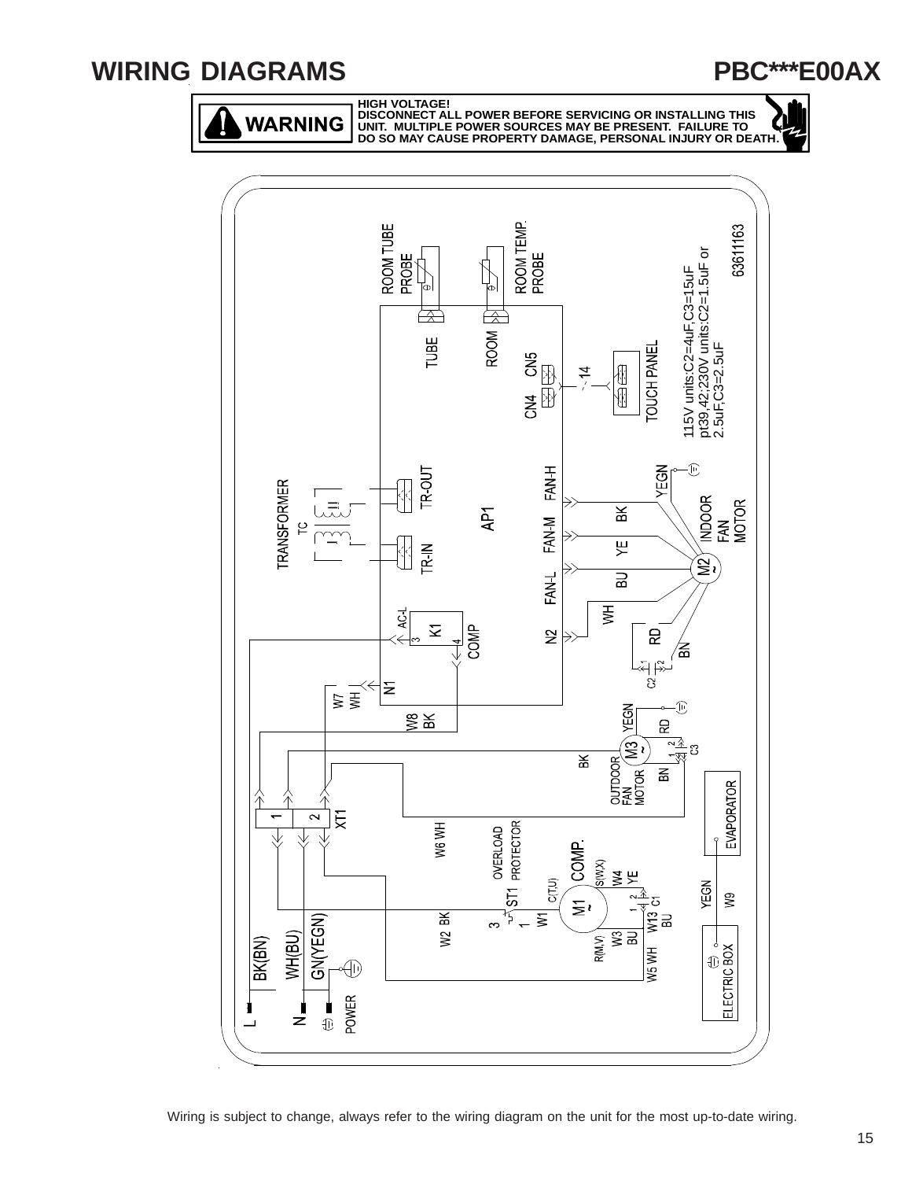# WIRING DIAGRAMS

## PBC***E00AX

**WARNING**

**HIGH VOLTAGE!**
**DISCONNECT ALL POWER BEFORE SERVICING OR INSTALLING THIS UNIT. MULTIPLE POWER SOURCES MAY BE PRESENT. FAILURE TO DO SO MAY CAUSE PROPERTY DAMAGE, PERSONAL INJURY OR DEATH.**

ROOM TUBE PROBE
ROOM TEMP. PROBE
6361163
TUBE
ROOM
CN4
CN5
14
TOUCH PANEL
115V units:C2=4uF,C3=15uF
pt39,42;230V units:C2=1.5uF or 2.5uF,C3=2.5uF
TRANSFORMER
TC
TR-OUT
TR-IN
FAN-H
FAN-M
FAN-L
N2
AP1
YEGN
BK
YE
BU
WH
RD
BN
INDOOR FAN MOTOR
M2
C2
AC-L
K1
COMP
N1
W7 WH
W8 BK
YEGN
RD
M3
C3
BK
BN
OUTDOOR FAN MOTOR
XT1
W6 WH
OVERLOAD PROTECTOR
COMP.
EVAPORATOR
ST1
C(T,U)
S(W,X)
W4 YE
M1
C1
YEGN
W9
W2 BK
W1
W13 BU
W3 BU
R(M,V)
W5 WH
ELECTRIC BOX
BK(BN)
WH(BU)
GN(YEGN)
L
N
POWER

Wiring is subject to change, always refer to the wiring diagram on the unit for the most up-to-date wiring.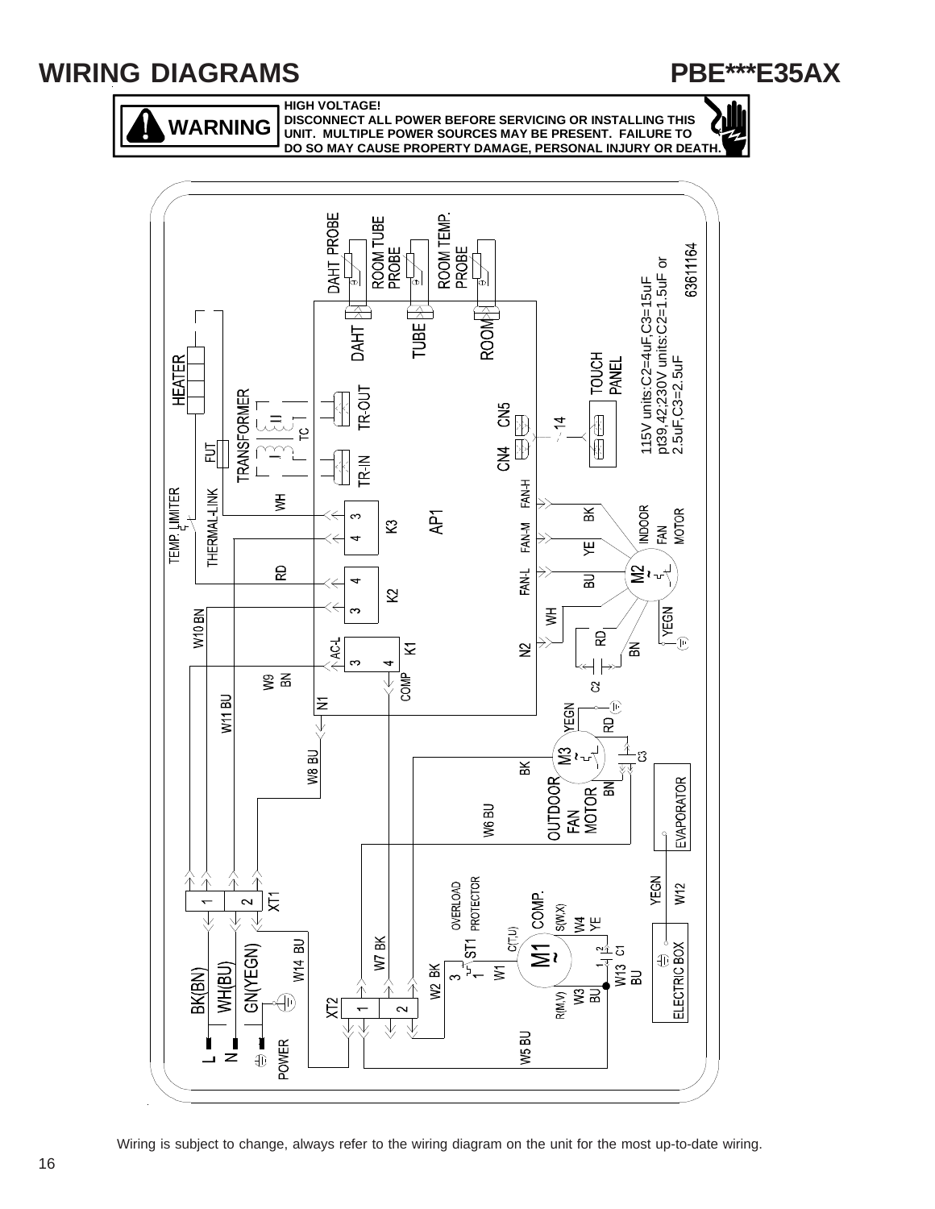# WIRING DIAGRAMS

## PBE***E35AX

**WARNING**

**HIGH VOLTAGE!**
**DISCONNECT ALL POWER BEFORE SERVICING OR INSTALLING THIS UNIT. MULTIPLE POWER SOURCES MAY BE PRESENT. FAILURE TO DO SO MAY CAUSE PROPERTY DAMAGE, PERSONAL INJURY OR DEATH.**

DAHT PROBE
ROOM TUBE PROBE
ROOM TEMP. PROBE
63611164
DAHT
TUBE
ROOM
115V units:C2=4uF,C3=15uF
pt39,42:230V units:C2=1.5uF or 2.5uF,C3=2.5uF
HEATER
TRANSFORMER
TR-OUT
TR-IN
CN4
CN5
14
TOUCH PANEL
FUT
TC
TEMP. LIMITER
THERMAL-LINK
WH
K3
AP1
FAN-H
FAN-M
FAN-L
BK
YE
BU
INDOOR FAN MOTOR
M2
RD
K2
W10 BN
WH
N2
RD
BN
YEGN
C2
K1
AC-L
COMP
W9 BN
N1
W11 BU
YEGN
RD
M3
C3
W8 BU
BK
BN
OUTDOOR FAN MOTOR
EVAPORATOR
W6 BU
XT1
OVERLOAD PROTECTOR
COMP.
S(W,X)
W4 YE
C(T,U)
ST1
M1
C1
W1
W13 BU
W3 BU
R(M,V)
YEGN
W12
ELECTRIC BOX
W7 BK
W2 BK
W14 BU
BK(BN)
WH(BU)
GN(YEGN)
XT2
L
N
POWER
W5 BU

Wiring is subject to change, always refer to the wiring diagram on the unit for the most up-to-date wiring.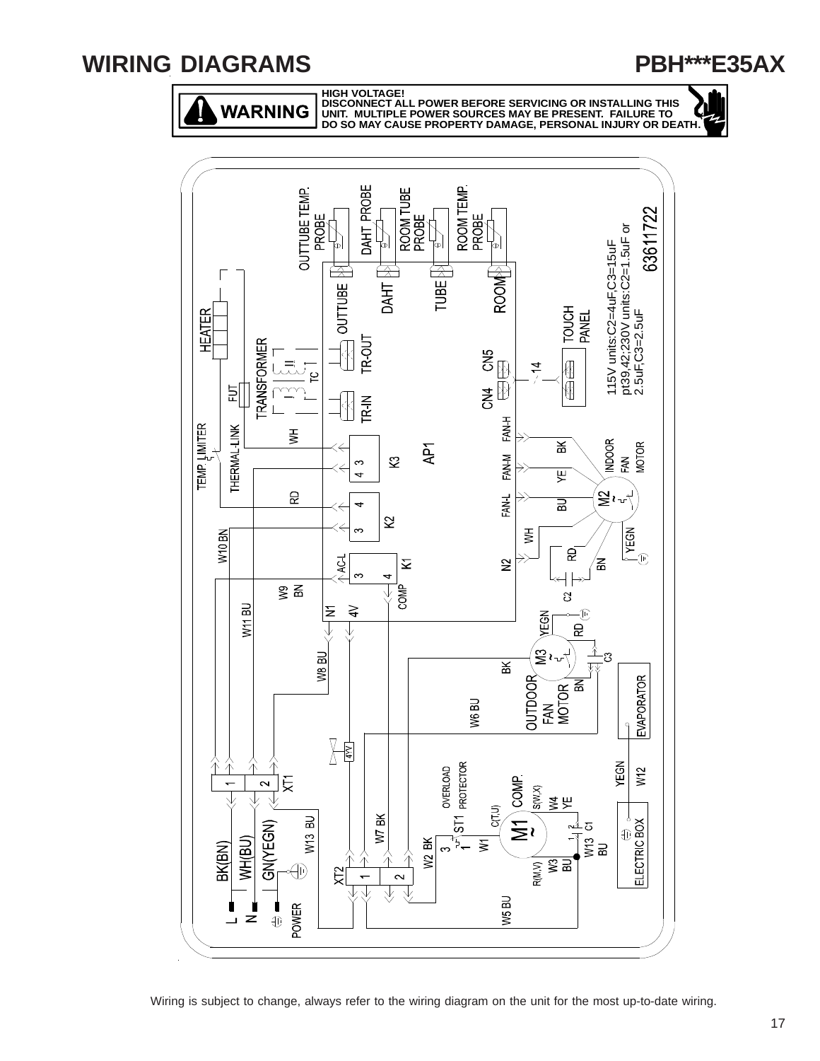# WIRING DIAGRAMS

## PBH***E35AX

**WARNING**

**HIGH VOLTAGE!**
**DISCONNECT ALL POWER BEFORE SERVICING OR INSTALLING THIS UNIT. MULTIPLE POWER SOURCES MAY BE PRESENT. FAILURE TO DO SO MAY CAUSE PROPERTY DAMAGE, PERSONAL INJURY OR DEATH.**

OUTTUBE TEMP. PROBE
DAHT PROBE
ROOM TUBE PROBE
ROOM TEMP. PROBE
63611722

HEATER
OUTTUBE
DAHT
TUBE
ROOM
TRANSFORMER
TR-OUT
TC
FUT
TR-IN
CN4
CN5
14
TOUCH PANEL
115V units:C2=4uF,C3=15uF
pt39,42;230V units:C2=1.5uF or 2.5uF,C3=2.5uF
TEMP. LIMITER
THERMAL-LINK
WH
K3
AP1
FAN-H
BK
INDOOR FAN MOTOR
FAN-M
YE
RD
K2
FAN-L
BU
M2
WH
W10 BN
AC-L
K1
N2
RD
BN
YEGN
W9 BN
COMP
C2
W11 BU
N1
4V
YEGN
RD
M3
C3
W8 BU
BK
OUTDOOR FAN MOTOR
BN
W6 BU
EVAPORATOR
4YV
XT1
OVERLOAD PROTECTOR
COMP.
YEGN
W12
W7 BK
ST1
C(T,U)
S(W,X)
W4 YE
BK(BN)
WH(BU)
GN(YEGN)
W13 BU
M1
C1
W2 BK
W1
W13 BU
ELECTRIC BOX
XT2
R(M,V)
W3 BU
L
N
POWER
W5 BU

Wiring is subject to change, always refer to the wiring diagram on the unit for the most up-to-date wiring.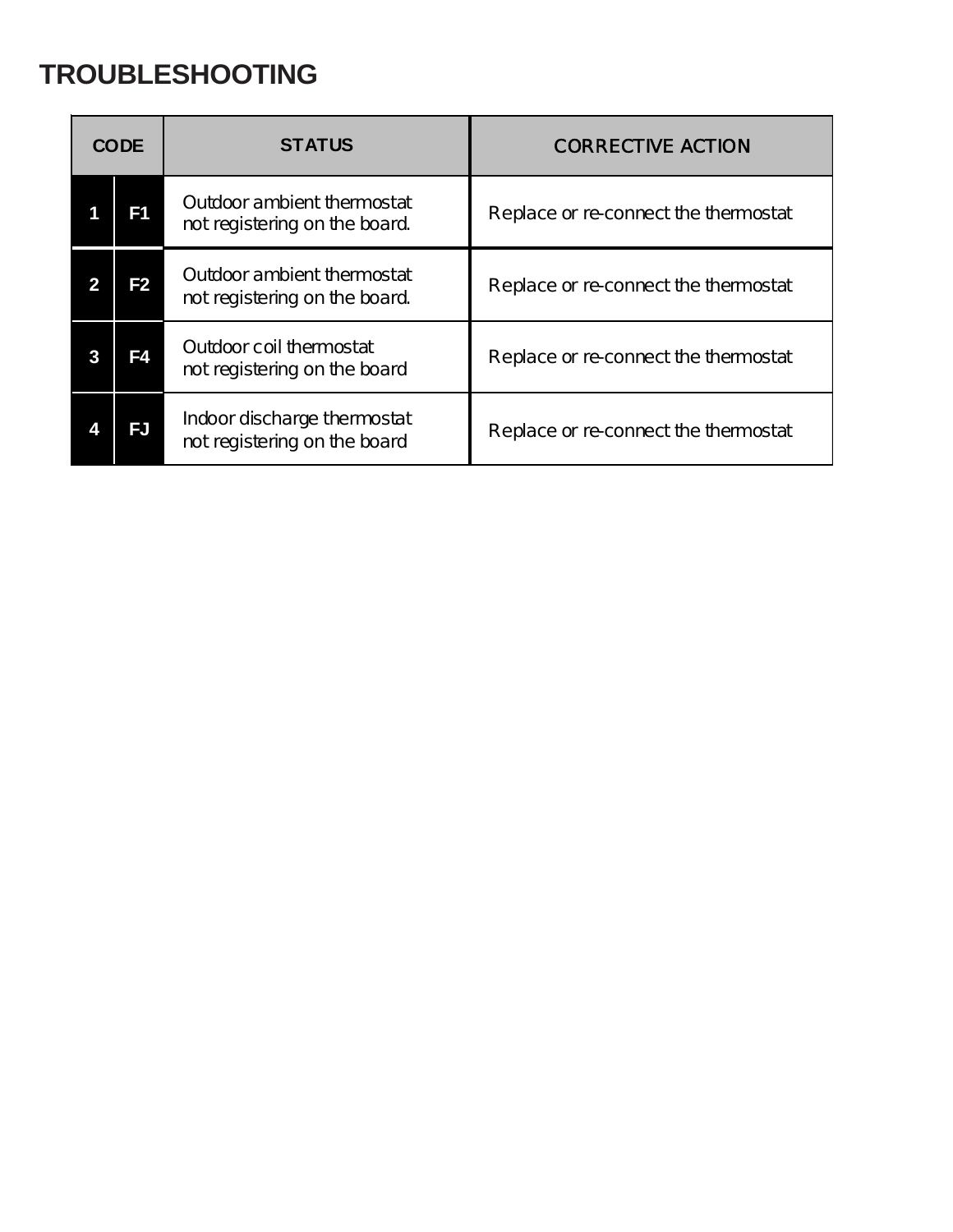# TROUBLESHOOTING

| CODE | | STATUS | CORRECTIVE ACTION |
|---|---|---|---|
| 1 | F1 | Outdoor ambient thermostat not registering on the board. | Replace or re-connect the thermostat |
| 2 | F2 | Outdoor ambient thermostat not registering on the board. | Replace or re-connect the thermostat |
| 3 | F4 | Outdoor coil thermostat not registering on the board | Replace or re-connect the thermostat |
| 4 | FJ | Indoor discharge thermostat not registering on the board | Replace or re-connect the thermostat |